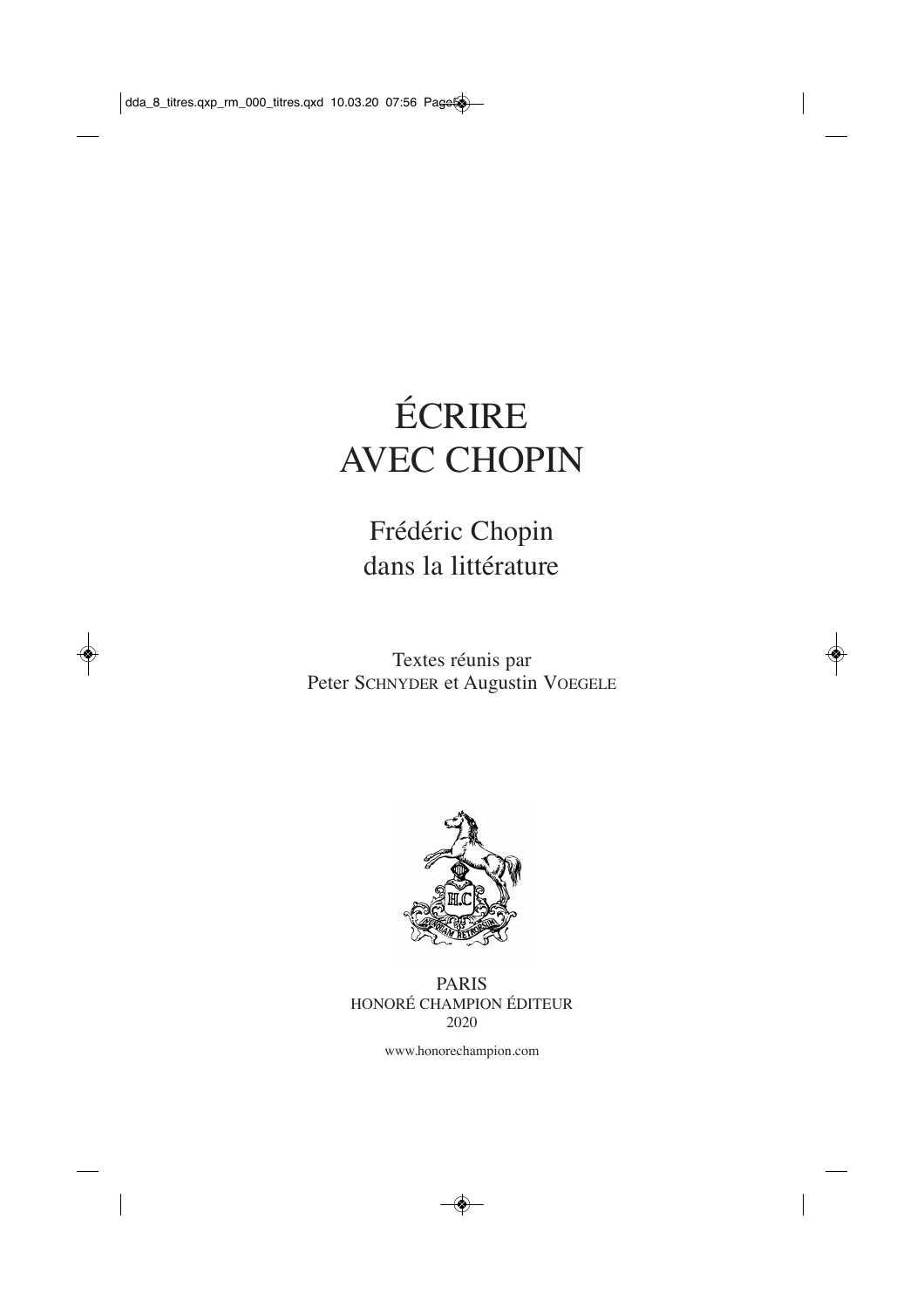# ÉCRIRE AVEC CHOPIN

## Frédéric Chopin dans la littérature

Textes réunis par
Peter SCHNYDER et Augustin VOEGELE

PARIS
HONORÉ CHAMPION ÉDITEUR
2020

www.honorechampion.com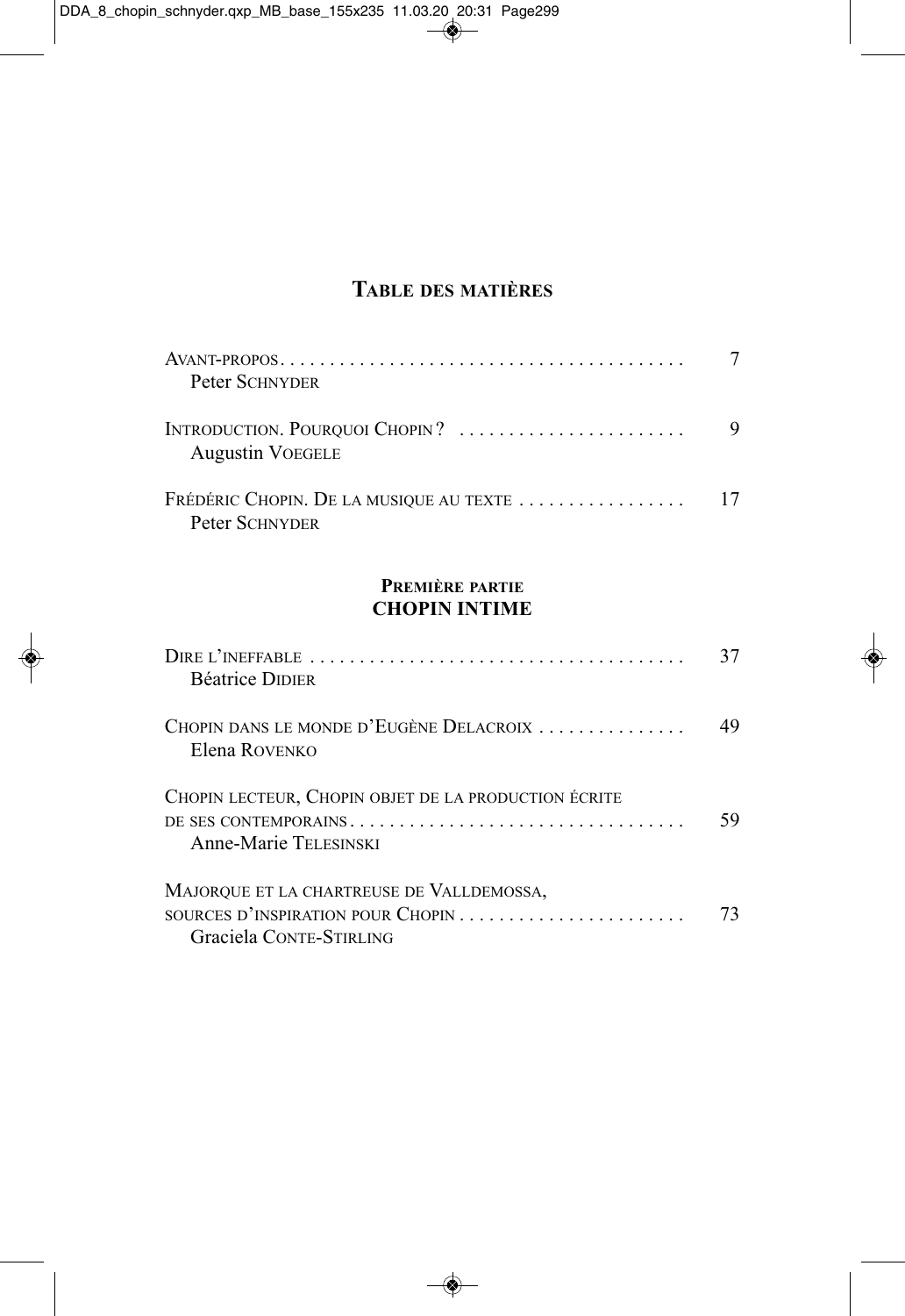# Table des matières

Avant-propos . . . . . . . . . . . . . . . . . . . . . . . . . . . . . . . . . . . . . . . . 7
Peter Schnyder

Introduction. Pourquoi Chopin ? . . . . . . . . . . . . . . . . . . . . . . . 9
Augustin Voegele

Frédéric Chopin. De la musique au texte . . . . . . . . . . . . . . . . . 17
Peter Schnyder

## Première partie
## CHOPIN INTIME

Dire l'ineffable . . . . . . . . . . . . . . . . . . . . . . . . . . . . . . . . . . . . . 37
Béatrice Didier

Chopin dans le monde d'Eugène Delacroix . . . . . . . . . . . . . . . 49
Elena Rovenko

Chopin lecteur, Chopin objet de la production écrite de ses contemporains . . . . . . . . . . . . . . . . . . . . . . . . . . . . . . . . . . 59
Anne-Marie Telesinski

Majorque et la chartreuse de Valldemossa, sources d'inspiration pour Chopin . . . . . . . . . . . . . . . . . . . . . . . 73
Graciela Conte-Stirling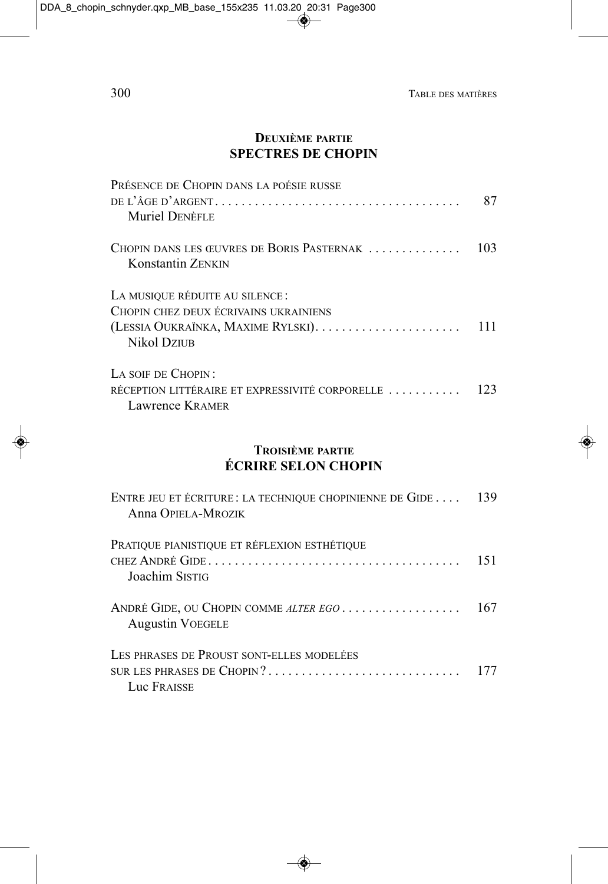## DEUXIÈME PARTIE
## SPECTRES DE CHOPIN

PRÉSENCE DE CHOPIN DANS LA POÉSIE RUSSE DE L'ÂGE D'ARGENT . . . . . . . . . . . . . . . . . . . . . . . . . . . . . . . . . . . . 87
Muriel DENÈFLE

CHOPIN DANS LES ŒUVRES DE BORIS PASTERNAK . . . . . . . . . . . . . 103
Konstantin ZENKIN

LA MUSIQUE RÉDUITE AU SILENCE : CHOPIN CHEZ DEUX ÉCRIVAINS UKRAINIENS (LESSIA OUKRAÏNKA, MAXIME RYLSKI). . . . . . . . . . . . . . . . . . . . . . 111
Nikol DZIUB

LA SOIF DE CHOPIN : RÉCEPTION LITTÉRAIRE ET EXPRESSIVITÉ CORPORELLE . . . . . . . . . . . 123
Lawrence KRAMER

## TROISIÈME PARTIE
## ÉCRIRE SELON CHOPIN

ENTRE JEU ET ÉCRITURE : LA TECHNIQUE CHOPINIENNE DE GIDE . . . . 139
Anna OPIELA-MROZIK

PRATIQUE PIANISTIQUE ET RÉFLEXION ESTHÉTIQUE CHEZ ANDRÉ GIDE . . . . . . . . . . . . . . . . . . . . . . . . . . . . . . . . . . . . . 151
Joachim SISTIG

ANDRÉ GIDE, OU CHOPIN COMME *ALTER EGO* . . . . . . . . . . . . . . . . . . 167
Augustin VOEGELE

LES PHRASES DE PROUST SONT-ELLES MODELÉES SUR LES PHRASES DE CHOPIN ? . . . . . . . . . . . . . . . . . . . . . . . . . . . . 177
Luc FRAISSE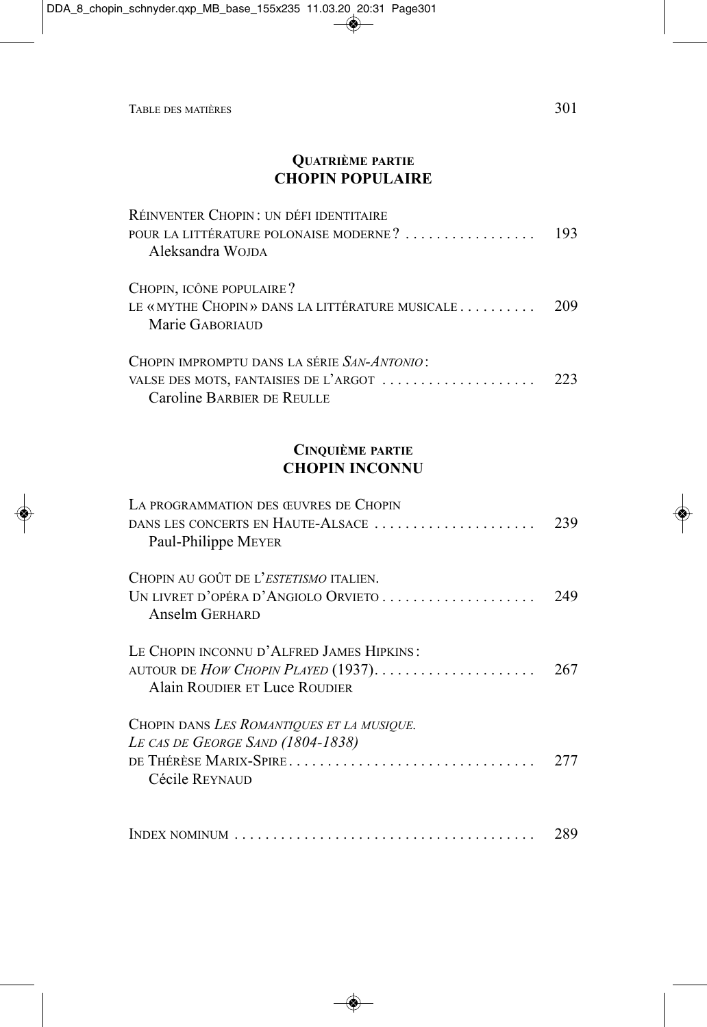## Quatrième partie
## CHOPIN POPULAIRE

Réinventer Chopin : un défi identitaire pour la littérature polonaise moderne ? ................. 193
Aleksandra Wojda

Chopin, icône populaire ? le « mythe Chopin » dans la littérature musicale .......... 209
Marie Gaboriaud

Chopin impromptu dans la série *San-Antonio* : valse des mots, fantaisies de l'argot .................... 223
Caroline Barbier de Reulle

## Cinquième partie
## CHOPIN INCONNU

La programmation des œuvres de Chopin dans les concerts en Haute-Alsace ..................... 239
Paul-Philippe Meyer

Chopin au goût de l'*estetismo* italien. Un livret d'opéra d'Angiolo Orvieto .................... 249
Anselm Gerhard

Le Chopin inconnu d'Alfred James Hipkins : autour de *How Chopin Played* (1937)..................... 267
Alain Roudier et Luce Roudier

Chopin dans *Les Romantiques et la musique. Le cas de George Sand (1804-1838)* de Thérèse Marix-Spire................................ 277
Cécile Reynaud

Index nominum ....................................... 289